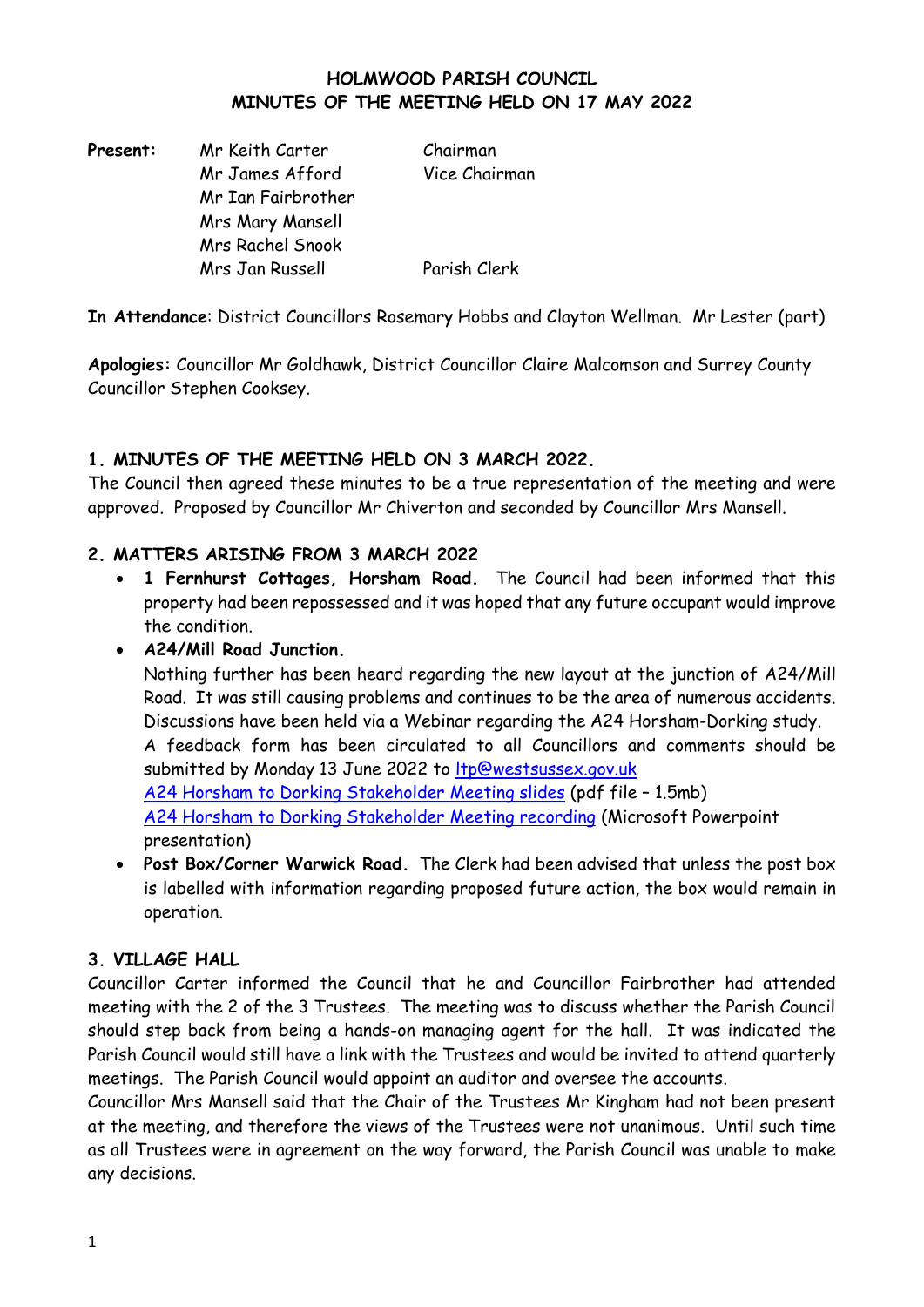# HOLMWOOD PARISH COUNCIL
## MINUTES OF THE MEETING HELD ON 17 MAY 2022

| **Present:** | | |
|---|---|---|
| | Mr Keith Carter | Chairman |
| | Mr James Afford | Vice Chairman |
| | Mr Ian Fairbrother | |
| | Mrs Mary Mansell | |
| | Mrs Rachel Snook | |
| | Mrs Jan Russell | Parish Clerk |

**In Attendance**: District Councillors Rosemary Hobbs and Clayton Wellman. Mr Lester (part)

**Apologies:** Councillor Mr Goldhawk, District Councillor Claire Malcomson and Surrey County Councillor Stephen Cooksey.

### 1. MINUTES OF THE MEETING HELD ON 3 MARCH 2022.

The Council then agreed these minutes to be a true representation of the meeting and were approved. Proposed by Councillor Mr Chiverton and seconded by Councillor Mrs Mansell.

### 2. MATTERS ARISING FROM 3 MARCH 2022

- **1 Fernhurst Cottages, Horsham Road.** The Council had been informed that this property had been repossessed and it was hoped that any future occupant would improve the condition.
- **A24/Mill Road Junction.**
  Nothing further has been heard regarding the new layout at the junction of A24/Mill Road. It was still causing problems and continues to be the area of numerous accidents. Discussions have been held via a Webinar regarding the A24 Horsham-Dorking study.
  A feedback form has been circulated to all Councillors and comments should be submitted by Monday 13 June 2022 to ltp@westsussex.gov.uk
  A24 Horsham to Dorking Stakeholder Meeting slides (pdf file – 1.5mb)
  A24 Horsham to Dorking Stakeholder Meeting recording (Microsoft Powerpoint presentation)
- **Post Box/Corner Warwick Road.** The Clerk had been advised that unless the post box is labelled with information regarding proposed future action, the box would remain in operation.

### 3. VILLAGE HALL

Councillor Carter informed the Council that he and Councillor Fairbrother had attended meeting with the 2 of the 3 Trustees. The meeting was to discuss whether the Parish Council should step back from being a hands-on managing agent for the hall. It was indicated the Parish Council would still have a link with the Trustees and would be invited to attend quarterly meetings. The Parish Council would appoint an auditor and oversee the accounts.

Councillor Mrs Mansell said that the Chair of the Trustees Mr Kingham had not been present at the meeting, and therefore the views of the Trustees were not unanimous. Until such time as all Trustees were in agreement on the way forward, the Parish Council was unable to make any decisions.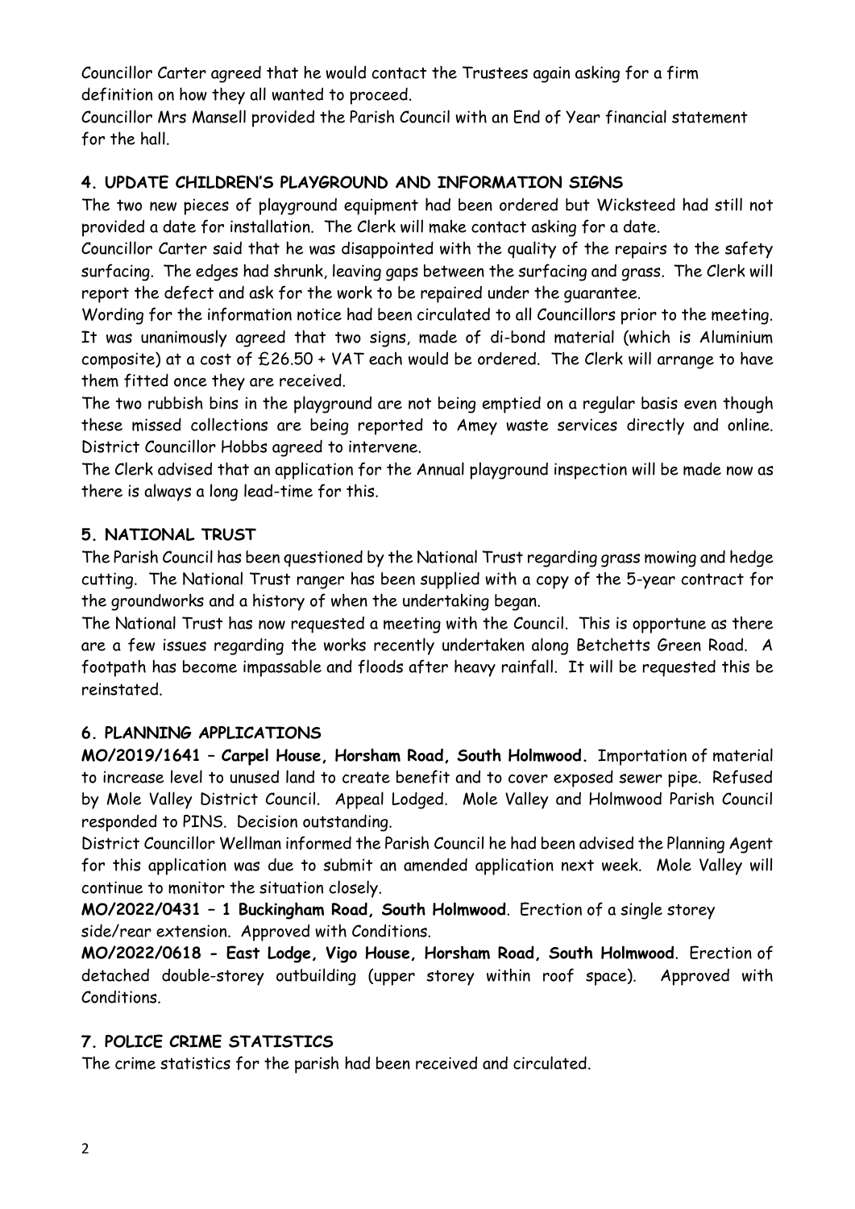Councillor Carter agreed that he would contact the Trustees again asking for a firm definition on how they all wanted to proceed.

Councillor Mrs Mansell provided the Parish Council with an End of Year financial statement for the hall.

### 4. UPDATE CHILDREN'S PLAYGROUND AND INFORMATION SIGNS

The two new pieces of playground equipment had been ordered but Wicksteed had still not provided a date for installation. The Clerk will make contact asking for a date.

Councillor Carter said that he was disappointed with the quality of the repairs to the safety surfacing. The edges had shrunk, leaving gaps between the surfacing and grass. The Clerk will report the defect and ask for the work to be repaired under the guarantee.

Wording for the information notice had been circulated to all Councillors prior to the meeting. It was unanimously agreed that two signs, made of di-bond material (which is Aluminium composite) at a cost of £26.50 + VAT each would be ordered. The Clerk will arrange to have them fitted once they are received.

The two rubbish bins in the playground are not being emptied on a regular basis even though these missed collections are being reported to Amey waste services directly and online. District Councillor Hobbs agreed to intervene.

The Clerk advised that an application for the Annual playground inspection will be made now as there is always a long lead-time for this.

### 5. NATIONAL TRUST

The Parish Council has been questioned by the National Trust regarding grass mowing and hedge cutting. The National Trust ranger has been supplied with a copy of the 5-year contract for the groundworks and a history of when the undertaking began.

The National Trust has now requested a meeting with the Council. This is opportune as there are a few issues regarding the works recently undertaken along Betchetts Green Road. A footpath has become impassable and floods after heavy rainfall. It will be requested this be reinstated.

### 6. PLANNING APPLICATIONS

**MO/2019/1641 – Carpel House, Horsham Road, South Holmwood.** Importation of material to increase level to unused land to create benefit and to cover exposed sewer pipe. Refused by Mole Valley District Council. Appeal Lodged. Mole Valley and Holmwood Parish Council responded to PINS. Decision outstanding.

District Councillor Wellman informed the Parish Council he had been advised the Planning Agent for this application was due to submit an amended application next week. Mole Valley will continue to monitor the situation closely.

**MO/2022/0431 – 1 Buckingham Road, South Holmwood**. Erection of a single storey side/rear extension. Approved with Conditions.

**MO/2022/0618 - East Lodge, Vigo House, Horsham Road, South Holmwood**. Erection of detached double-storey outbuilding (upper storey within roof space). Approved with Conditions.

### 7. POLICE CRIME STATISTICS

The crime statistics for the parish had been received and circulated.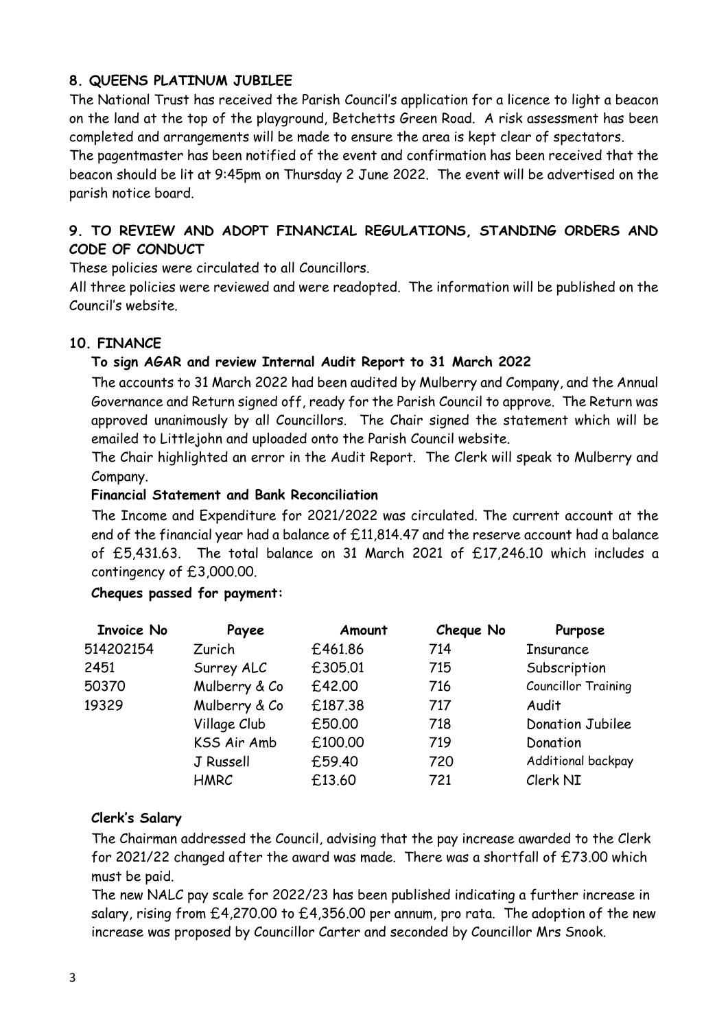## 8. QUEENS PLATINUM JUBILEE

The National Trust has received the Parish Council's application for a licence to light a beacon on the land at the top of the playground, Betchetts Green Road. A risk assessment has been completed and arrangements will be made to ensure the area is kept clear of spectators.
The pagentmaster has been notified of the event and confirmation has been received that the beacon should be lit at 9:45pm on Thursday 2 June 2022. The event will be advertised on the parish notice board.

## 9. TO REVIEW AND ADOPT FINANCIAL REGULATIONS, STANDING ORDERS AND CODE OF CONDUCT

These policies were circulated to all Councillors.
All three policies were reviewed and were readopted. The information will be published on the Council's website.

## 10. FINANCE

**To sign AGAR and review Internal Audit Report to 31 March 2022**

The accounts to 31 March 2022 had been audited by Mulberry and Company, and the Annual Governance and Return signed off, ready for the Parish Council to approve. The Return was approved unanimously by all Councillors. The Chair signed the statement which will be emailed to Littlejohn and uploaded onto the Parish Council website.
The Chair highlighted an error in the Audit Report. The Clerk will speak to Mulberry and Company.

**Financial Statement and Bank Reconciliation**

The Income and Expenditure for 2021/2022 was circulated. The current account at the end of the financial year had a balance of £11,814.47 and the reserve account had a balance of £5,431.63. The total balance on 31 March 2021 of £17,246.10 which includes a contingency of £3,000.00.

**Cheques passed for payment:**

| Invoice No | Payee | Amount | Cheque No | Purpose |
|---|---|---|---|---|
| 514202154 | Zurich | £461.86 | 714 | Insurance |
| 2451 | Surrey ALC | £305.01 | 715 | Subscription |
| 50370 | Mulberry & Co | £42.00 | 716 | Councillor Training |
| 19329 | Mulberry & Co | £187.38 | 717 | Audit |
| | Village Club | £50.00 | 718 | Donation Jubilee |
| | KSS Air Amb | £100.00 | 719 | Donation |
| | J Russell | £59.40 | 720 | Additional backpay |
| | HMRC | £13.60 | 721 | Clerk NI |

**Clerk's Salary**

The Chairman addressed the Council, advising that the pay increase awarded to the Clerk for 2021/22 changed after the award was made. There was a shortfall of £73.00 which must be paid.
The new NALC pay scale for 2022/23 has been published indicating a further increase in salary, rising from £4,270.00 to £4,356.00 per annum, pro rata. The adoption of the new increase was proposed by Councillor Carter and seconded by Councillor Mrs Snook.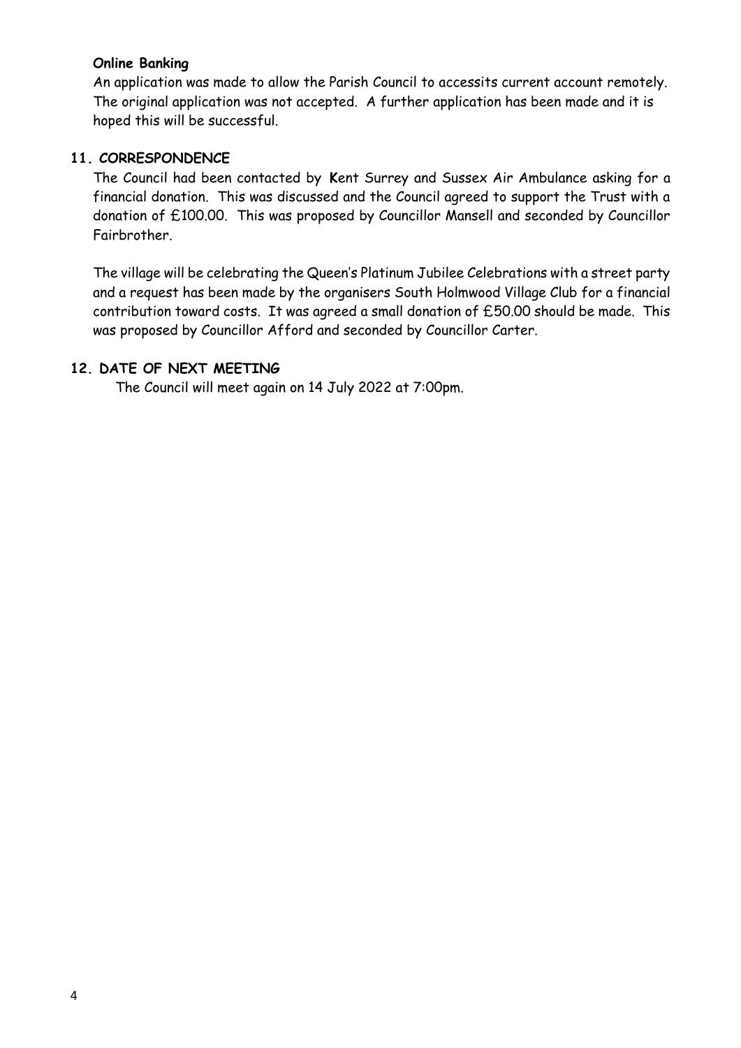**Online Banking**

An application was made to allow the Parish Council to accessits current account remotely. The original application was not accepted. A further application has been made and it is hoped this will be successful.

## 11. CORRESPONDENCE

The Council had been contacted by **K**ent Surrey and Sussex Air Ambulance asking for a financial donation. This was discussed and the Council agreed to support the Trust with a donation of £100.00. This was proposed by Councillor Mansell and seconded by Councillor Fairbrother.

The village will be celebrating the Queen's Platinum Jubilee Celebrations with a street party and a request has been made by the organisers South Holmwood Village Club for a financial contribution toward costs. It was agreed a small donation of £50.00 should be made. This was proposed by Councillor Afford and seconded by Councillor Carter.

## 12. DATE OF NEXT MEETING

The Council will meet again on 14 July 2022 at 7:00pm.